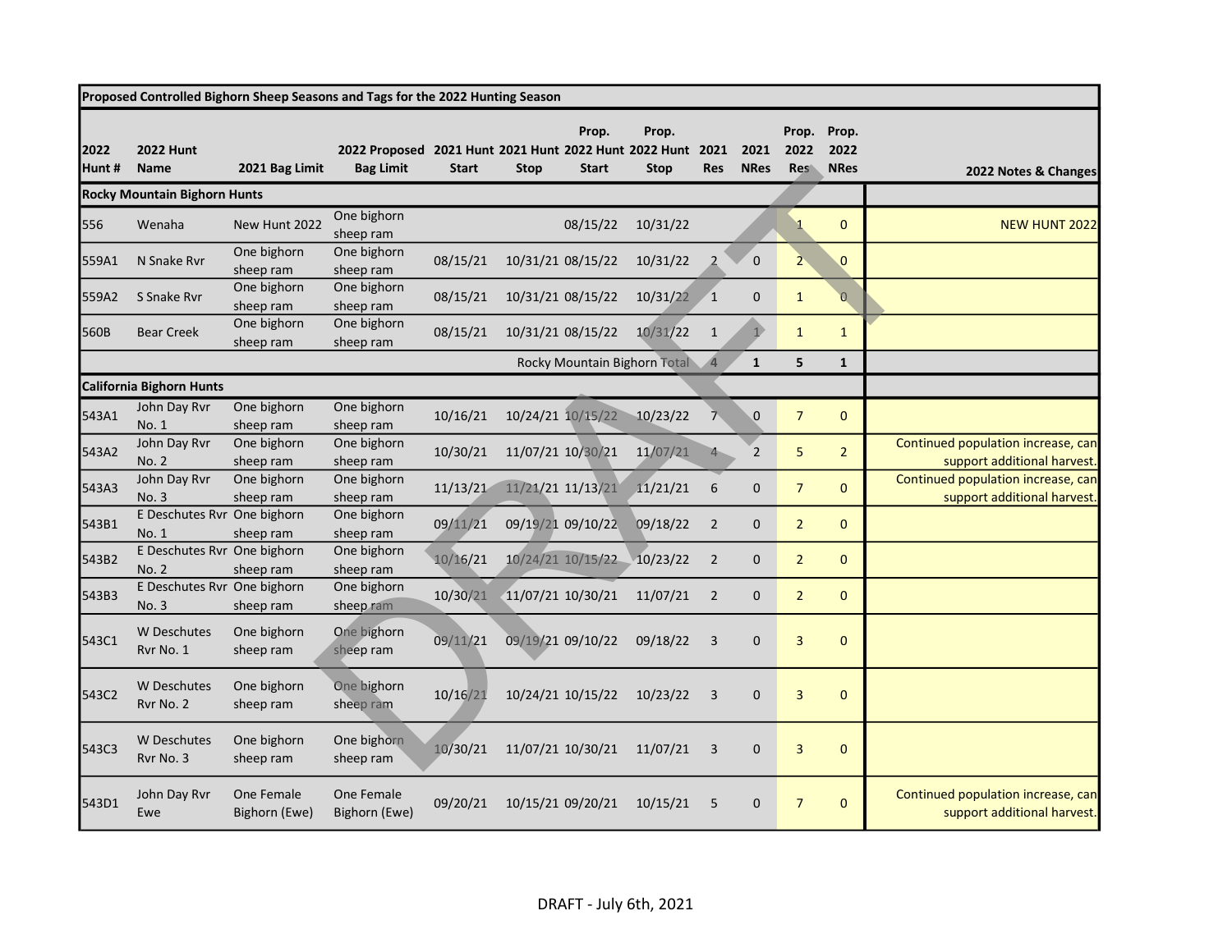| Proposed Controlled Bighorn Sheep Seasons and Tags for the 2022 Hunting Season | | | | | | | | | | | | |
|---|---|---|---|---|---|---|---|---|---|---|---|---|
| 2022 Hunt # | 2022 Hunt Name | 2021 Bag Limit | 2022 Proposed Bag Limit | 2021 Hunt Start | 2021 Hunt Stop | Prop. 2022 Hunt Start | Prop. 2022 Hunt Stop | 2021 Res | 2021 NRes | Prop. 2022 Res | Prop. 2022 NRes | 2022 Notes & Changes |
| **Rocky Mountain Bighorn Hunts** | | | | | | | | | | | | |
| 556 | Wenaha | New Hunt 2022 | One bighorn sheep ram | | | 08/15/22 | 10/31/22 | | | 1 | 0 | NEW HUNT 2022 |
| 559A1 | N Snake Rvr | One bighorn sheep ram | One bighorn sheep ram | 08/15/21 | 10/31/21 | 08/15/22 | 10/31/22 | 2 | 0 | 2 | 0 | |
| 559A2 | S Snake Rvr | One bighorn sheep ram | One bighorn sheep ram | 08/15/21 | 10/31/21 | 08/15/22 | 10/31/22 | 1 | 0 | 1 | 0 | |
| 560B | Bear Creek | One bighorn sheep ram | One bighorn sheep ram | 08/15/21 | 10/31/21 | 08/15/22 | 10/31/22 | 1 | 1 | 1 | 1 | |
| | | | | | | Rocky Mountain Bighorn Total | | 4 | **1** | **5** | **1** | |
| **California Bighorn Hunts** | | | | | | | | | | | | |
| 543A1 | John Day Rvr No. 1 | One bighorn sheep ram | One bighorn sheep ram | 10/16/21 | 10/24/21 | 10/15/22 | 10/23/22 | 7 | 0 | 7 | 0 | |
| 543A2 | John Day Rvr No. 2 | One bighorn sheep ram | One bighorn sheep ram | 10/30/21 | 11/07/21 | 10/30/21 | 11/07/21 | 4 | 2 | 5 | 2 | Continued population increase, can support additional harvest. |
| 543A3 | John Day Rvr No. 3 | One bighorn sheep ram | One bighorn sheep ram | 11/13/21 | 11/21/21 | 11/13/21 | 11/21/21 | 6 | 0 | 7 | 0 | Continued population increase, can support additional harvest. |
| 543B1 | E Deschutes Rvr No. 1 | One bighorn sheep ram | One bighorn sheep ram | 09/11/21 | 09/19/21 | 09/10/22 | 09/18/22 | 2 | 0 | 2 | 0 | |
| 543B2 | E Deschutes Rvr No. 2 | One bighorn sheep ram | One bighorn sheep ram | 10/16/21 | 10/24/21 | 10/15/22 | 10/23/22 | 2 | 0 | 2 | 0 | |
| 543B3 | E Deschutes Rvr No. 3 | One bighorn sheep ram | One bighorn sheep ram | 10/30/21 | 11/07/21 | 10/30/21 | 11/07/21 | 2 | 0 | 2 | 0 | |
| 543C1 | W Deschutes Rvr No. 1 | One bighorn sheep ram | One bighorn sheep ram | 09/11/21 | 09/19/21 | 09/10/22 | 09/18/22 | 3 | 0 | 3 | 0 | |
| 543C2 | W Deschutes Rvr No. 2 | One bighorn sheep ram | One bighorn sheep ram | 10/16/21 | 10/24/21 | 10/15/22 | 10/23/22 | 3 | 0 | 3 | 0 | |
| 543C3 | W Deschutes Rvr No. 3 | One bighorn sheep ram | One bighorn sheep ram | 10/30/21 | 11/07/21 | 10/30/21 | 11/07/21 | 3 | 0 | 3 | 0 | |
| 543D1 | John Day Rvr Ewe | One Female Bighorn (Ewe) | One Female Bighorn (Ewe) | 09/20/21 | 10/15/21 | 09/20/21 | 10/15/21 | 5 | 0 | 7 | 0 | Continued population increase, can support additional harvest. |

DRAFT - July 6th, 2021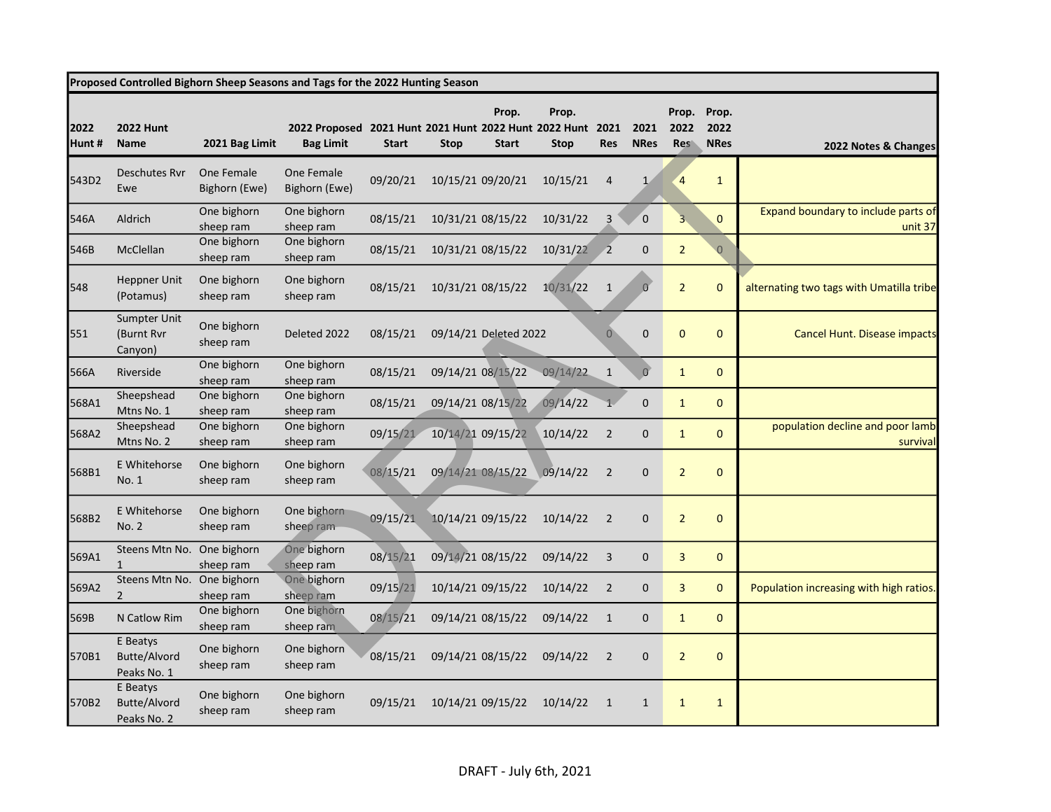| Proposed Controlled Bighorn Sheep Seasons and Tags for the 2022 Hunting Season | | | | | | | | | | | | | |
|---|---|---|---|---|---|---|---|---|---|---|---|---|---|
| 2022 Hunt # | 2022 Hunt Name | 2021 Bag Limit | 2022 Proposed Bag Limit | 2021 Hunt Start | 2021 Hunt Stop | Prop. 2022 Hunt Start | Prop. 2022 Hunt Stop | 2021 Res | 2021 NRes | Prop. 2022 Res | Prop. 2022 NRes | 2022 Notes & Changes |
| 543D2 | Deschutes Rvr Ewe | One Female Bighorn (Ewe) | One Female Bighorn (Ewe) | 09/20/21 | 10/15/21 | 09/20/21 | 10/15/21 | 4 | 1 | 4 | 1 | |
| 546A | Aldrich | One bighorn sheep ram | One bighorn sheep ram | 08/15/21 | 10/31/21 | 08/15/22 | 10/31/22 | 3 | 0 | 3 | 0 | Expand boundary to include parts of unit 37 |
| 546B | McClellan | One bighorn sheep ram | One bighorn sheep ram | 08/15/21 | 10/31/21 | 08/15/22 | 10/31/22 | 2 | 0 | 2 | 0 | |
| 548 | Heppner Unit (Potamus) | One bighorn sheep ram | One bighorn sheep ram | 08/15/21 | 10/31/21 | 08/15/22 | 10/31/22 | 1 | 0 | 2 | 0 | alternating two tags with Umatilla tribe |
| 551 | Sumpter Unit (Burnt Rvr Canyon) | One bighorn sheep ram | Deleted 2022 | 08/15/21 | 09/14/21 | Deleted 2022 | | 0 | 0 | 0 | 0 | Cancel Hunt. Disease impacts |
| 566A | Riverside | One bighorn sheep ram | One bighorn sheep ram | 08/15/21 | 09/14/21 | 08/15/22 | 09/14/22 | 1 | 0 | 1 | 0 | |
| 568A1 | Sheepshead Mtns No. 1 | One bighorn sheep ram | One bighorn sheep ram | 08/15/21 | 09/14/21 | 08/15/22 | 09/14/22 | 1 | 0 | 1 | 0 | |
| 568A2 | Sheepshead Mtns No. 2 | One bighorn sheep ram | One bighorn sheep ram | 09/15/21 | 10/14/21 | 09/15/22 | 10/14/22 | 2 | 0 | 1 | 0 | population decline and poor lamb survival |
| 568B1 | E Whitehorse No. 1 | One bighorn sheep ram | One bighorn sheep ram | 08/15/21 | 09/14/21 | 08/15/22 | 09/14/22 | 2 | 0 | 2 | 0 | |
| 568B2 | E Whitehorse No. 2 | One bighorn sheep ram | One bighorn sheep ram | 09/15/21 | 10/14/21 | 09/15/22 | 10/14/22 | 2 | 0 | 2 | 0 | |
| 569A1 | Steens Mtn No. 1 | One bighorn sheep ram | One bighorn sheep ram | 08/15/21 | 09/14/21 | 08/15/22 | 09/14/22 | 3 | 0 | 3 | 0 | |
| 569A2 | Steens Mtn No. 2 | One bighorn sheep ram | One bighorn sheep ram | 09/15/21 | 10/14/21 | 09/15/22 | 10/14/22 | 2 | 0 | 3 | 0 | Population increasing with high ratios. |
| 569B | N Catlow Rim | One bighorn sheep ram | One bighorn sheep ram | 08/15/21 | 09/14/21 | 08/15/22 | 09/14/22 | 1 | 0 | 1 | 0 | |
| 570B1 | E Beatys Butte/Alvord Peaks No. 1 | One bighorn sheep ram | One bighorn sheep ram | 08/15/21 | 09/14/21 | 08/15/22 | 09/14/22 | 2 | 0 | 2 | 0 | |
| 570B2 | E Beatys Butte/Alvord Peaks No. 2 | One bighorn sheep ram | One bighorn sheep ram | 09/15/21 | 10/14/21 | 09/15/22 | 10/14/22 | 1 | 1 | 1 | 1 | |

DRAFT - July 6th, 2021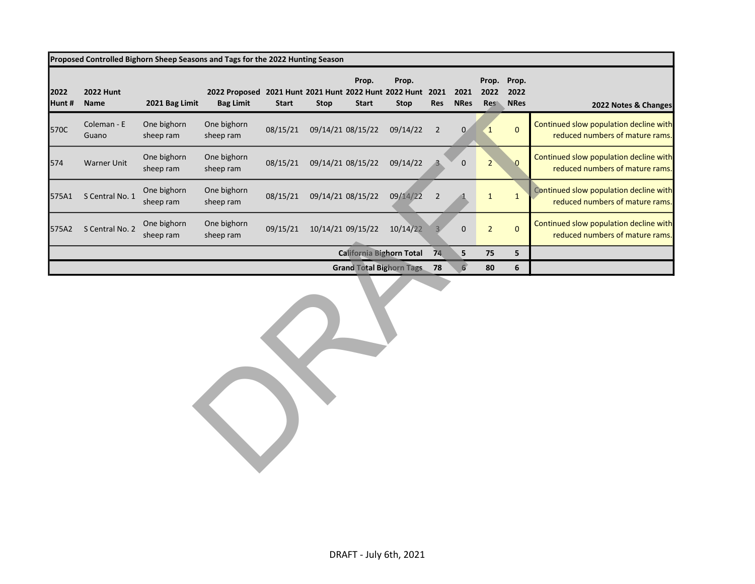| Proposed Controlled Bighorn Sheep Seasons and Tags for the 2022 Hunting Season | | | | | | | | | | | | | |
|---|---|---|---|---|---|---|---|---|---|---|---|---|---|
| 2022 Hunt # | 2022 Hunt Name | 2021 Bag Limit | 2022 Proposed Bag Limit | 2021 Hunt Start | 2021 Hunt Stop | Prop. 2022 Hunt Start | Prop. 2022 Hunt Stop | 2021 Res | 2021 NRes | Prop. 2022 Res | Prop. 2022 NRes | 2022 Notes & Changes |
| 570C | Coleman - E Guano | One bighorn sheep ram | One bighorn sheep ram | 08/15/21 | 09/14/21 | 08/15/22 | 09/14/22 | 2 | 0 | 1 | 0 | Continued slow population decline with reduced numbers of mature rams. |
| 574 | Warner Unit | One bighorn sheep ram | One bighorn sheep ram | 08/15/21 | 09/14/21 | 08/15/22 | 09/14/22 | 3 | 0 | 2 | 0 | Continued slow population decline with reduced numbers of mature rams. |
| 575A1 | S Central No. 1 | One bighorn sheep ram | One bighorn sheep ram | 08/15/21 | 09/14/21 | 08/15/22 | 09/14/22 | 2 | 1 | 1 | 1 | Continued slow population decline with reduced numbers of mature rams. |
| 575A2 | S Central No. 2 | One bighorn sheep ram | One bighorn sheep ram | 09/15/21 | 10/14/21 | 09/15/22 | 10/14/22 | 3 | 0 | 2 | 0 | Continued slow population decline with reduced numbers of mature rams. |
| | | | | | | | California Bighorn Total | 74 | 5 | 75 | 5 | |
| | | | | | | | Grand Total Bighorn Tags | 78 | 6 | 80 | 6 | |

DRAFT - July 6th, 2021